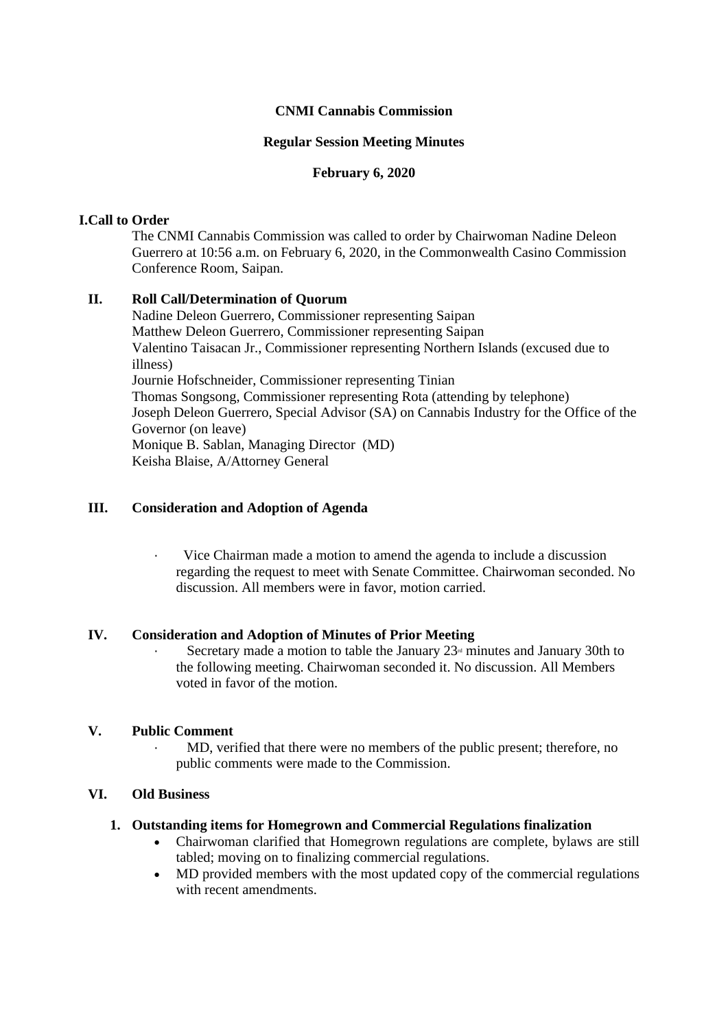**CNMI Cannabis Commission**

**Regular Session Meeting Minutes**

**February 6, 2020**

## I. Call to Order

The CNMI Cannabis Commission was called to order by Chairwoman Nadine Deleon Guerrero at 10:56 a.m. on February 6, 2020, in the Commonwealth Casino Commission Conference Room, Saipan.

## II. Roll Call/Determination of Quorum

Nadine Deleon Guerrero, Commissioner representing Saipan
Matthew Deleon Guerrero, Commissioner representing Saipan
Valentino Taisacan Jr., Commissioner representing Northern Islands (excused due to illness)
Journie Hofschneider, Commissioner representing Tinian
Thomas Songsong, Commissioner representing Rota (attending by telephone)
Joseph Deleon Guerrero, Special Advisor (SA) on Cannabis Industry for the Office of the Governor (on leave)
Monique B. Sablan, Managing Director (MD)
Keisha Blaise, A/Attorney General

## III. Consideration and Adoption of Agenda

- Vice Chairman made a motion to amend the agenda to include a discussion regarding the request to meet with Senate Committee. Chairwoman seconded. No discussion. All members were in favor, motion carried.

## IV. Consideration and Adoption of Minutes of Prior Meeting

- Secretary made a motion to table the January 23rd minutes and January 30th to the following meeting. Chairwoman seconded it. No discussion. All Members voted in favor of the motion.

## V. Public Comment

- MD, verified that there were no members of the public present; therefore, no public comments were made to the Commission.

## VI. Old Business

### 1. Outstanding items for Homegrown and Commercial Regulations finalization

- Chairwoman clarified that Homegrown regulations are complete, bylaws are still tabled; moving on to finalizing commercial regulations.
- MD provided members with the most updated copy of the commercial regulations with recent amendments.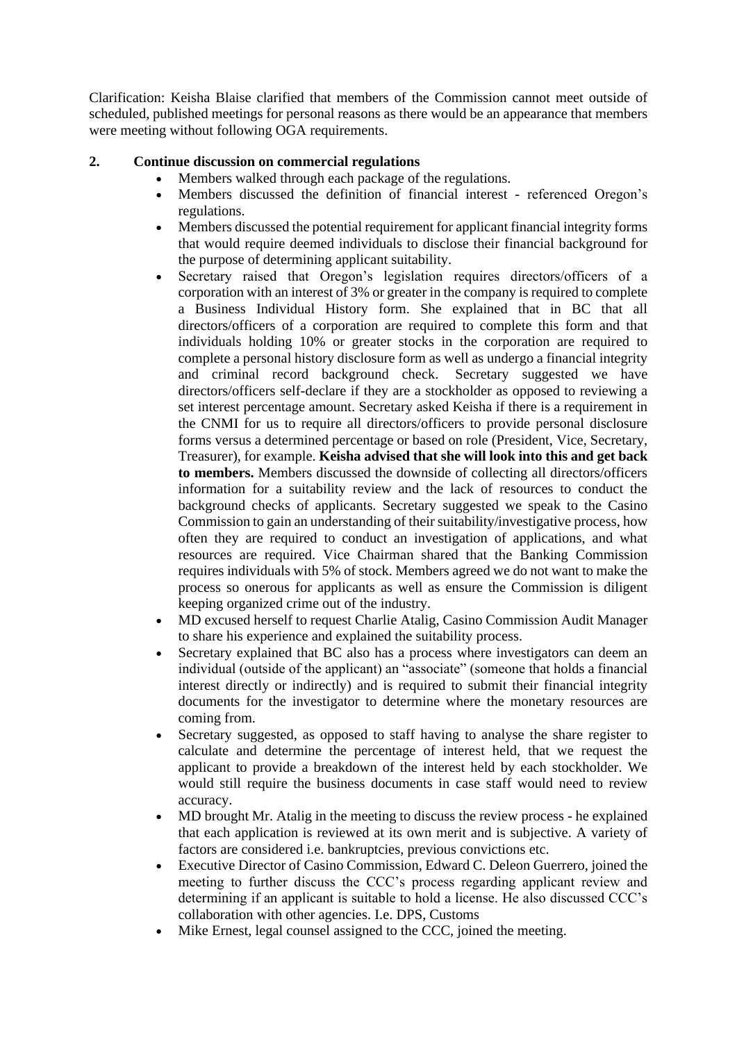Clarification: Keisha Blaise clarified that members of the Commission cannot meet outside of scheduled, published meetings for personal reasons as there would be an appearance that members were meeting without following OGA requirements.

**2. Continue discussion on commercial regulations**

- Members walked through each package of the regulations.
- Members discussed the definition of financial interest - referenced Oregon's regulations.
- Members discussed the potential requirement for applicant financial integrity forms that would require deemed individuals to disclose their financial background for the purpose of determining applicant suitability.
- Secretary raised that Oregon's legislation requires directors/officers of a corporation with an interest of 3% or greater in the company is required to complete a Business Individual History form. She explained that in BC that all directors/officers of a corporation are required to complete this form and that individuals holding 10% or greater stocks in the corporation are required to complete a personal history disclosure form as well as undergo a financial integrity and criminal record background check. Secretary suggested we have directors/officers self-declare if they are a stockholder as opposed to reviewing a set interest percentage amount. Secretary asked Keisha if there is a requirement in the CNMI for us to require all directors/officers to provide personal disclosure forms versus a determined percentage or based on role (President, Vice, Secretary, Treasurer), for example. **Keisha advised that she will look into this and get back to members.** Members discussed the downside of collecting all directors/officers information for a suitability review and the lack of resources to conduct the background checks of applicants. Secretary suggested we speak to the Casino Commission to gain an understanding of their suitability/investigative process, how often they are required to conduct an investigation of applications, and what resources are required. Vice Chairman shared that the Banking Commission requires individuals with 5% of stock. Members agreed we do not want to make the process so onerous for applicants as well as ensure the Commission is diligent keeping organized crime out of the industry.
- MD excused herself to request Charlie Atalig, Casino Commission Audit Manager to share his experience and explained the suitability process.
- Secretary explained that BC also has a process where investigators can deem an individual (outside of the applicant) an "associate" (someone that holds a financial interest directly or indirectly) and is required to submit their financial integrity documents for the investigator to determine where the monetary resources are coming from.
- Secretary suggested, as opposed to staff having to analyse the share register to calculate and determine the percentage of interest held, that we request the applicant to provide a breakdown of the interest held by each stockholder. We would still require the business documents in case staff would need to review accuracy.
- MD brought Mr. Atalig in the meeting to discuss the review process - he explained that each application is reviewed at its own merit and is subjective. A variety of factors are considered i.e. bankruptcies, previous convictions etc.
- Executive Director of Casino Commission, Edward C. Deleon Guerrero, joined the meeting to further discuss the CCC's process regarding applicant review and determining if an applicant is suitable to hold a license. He also discussed CCC's collaboration with other agencies. I.e. DPS, Customs
- Mike Ernest, legal counsel assigned to the CCC, joined the meeting.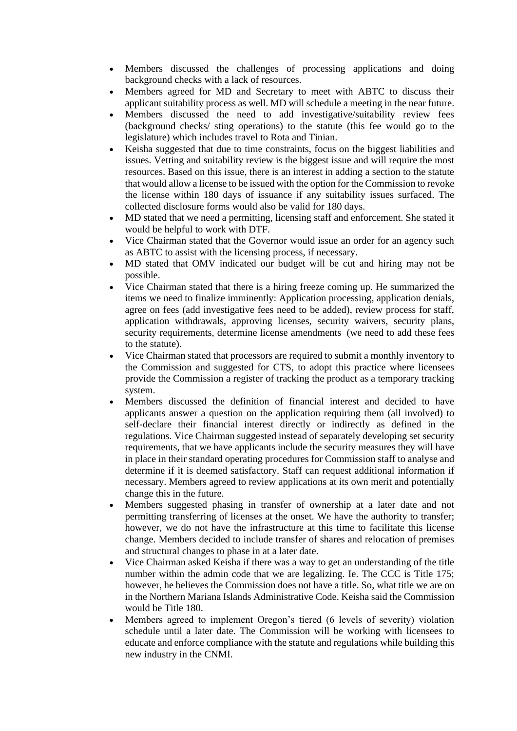- Members discussed the challenges of processing applications and doing background checks with a lack of resources.
- Members agreed for MD and Secretary to meet with ABTC to discuss their applicant suitability process as well. MD will schedule a meeting in the near future.
- Members discussed the need to add investigative/suitability review fees (background checks/ sting operations) to the statute (this fee would go to the legislature) which includes travel to Rota and Tinian.
- Keisha suggested that due to time constraints, focus on the biggest liabilities and issues. Vetting and suitability review is the biggest issue and will require the most resources. Based on this issue, there is an interest in adding a section to the statute that would allow a license to be issued with the option for the Commission to revoke the license within 180 days of issuance if any suitability issues surfaced. The collected disclosure forms would also be valid for 180 days.
- MD stated that we need a permitting, licensing staff and enforcement. She stated it would be helpful to work with DTF.
- Vice Chairman stated that the Governor would issue an order for an agency such as ABTC to assist with the licensing process, if necessary.
- MD stated that OMV indicated our budget will be cut and hiring may not be possible.
- Vice Chairman stated that there is a hiring freeze coming up. He summarized the items we need to finalize imminently: Application processing, application denials, agree on fees (add investigative fees need to be added), review process for staff, application withdrawals, approving licenses, security waivers, security plans, security requirements, determine license amendments (we need to add these fees to the statute).
- Vice Chairman stated that processors are required to submit a monthly inventory to the Commission and suggested for CTS, to adopt this practice where licensees provide the Commission a register of tracking the product as a temporary tracking system.
- Members discussed the definition of financial interest and decided to have applicants answer a question on the application requiring them (all involved) to self-declare their financial interest directly or indirectly as defined in the regulations. Vice Chairman suggested instead of separately developing set security requirements, that we have applicants include the security measures they will have in place in their standard operating procedures for Commission staff to analyse and determine if it is deemed satisfactory. Staff can request additional information if necessary. Members agreed to review applications at its own merit and potentially change this in the future.
- Members suggested phasing in transfer of ownership at a later date and not permitting transferring of licenses at the onset. We have the authority to transfer; however, we do not have the infrastructure at this time to facilitate this license change. Members decided to include transfer of shares and relocation of premises and structural changes to phase in at a later date.
- Vice Chairman asked Keisha if there was a way to get an understanding of the title number within the admin code that we are legalizing. Ie. The CCC is Title 175; however, he believes the Commission does not have a title. So, what title we are on in the Northern Mariana Islands Administrative Code. Keisha said the Commission would be Title 180.
- Members agreed to implement Oregon's tiered (6 levels of severity) violation schedule until a later date. The Commission will be working with licensees to educate and enforce compliance with the statute and regulations while building this new industry in the CNMI.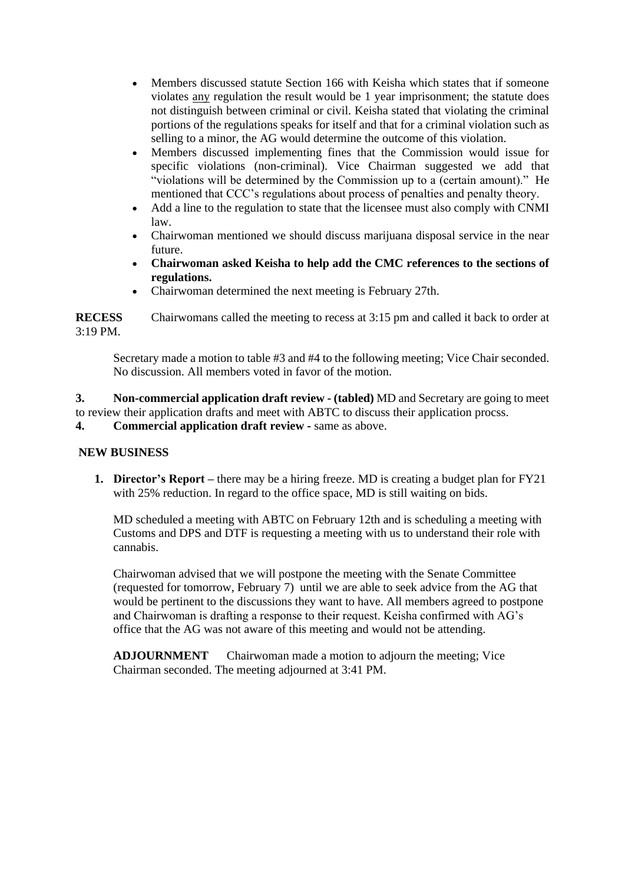- Members discussed statute Section 166 with Keisha which states that if someone violates any regulation the result would be 1 year imprisonment; the statute does not distinguish between criminal or civil. Keisha stated that violating the criminal portions of the regulations speaks for itself and that for a criminal violation such as selling to a minor, the AG would determine the outcome of this violation.
- Members discussed implementing fines that the Commission would issue for specific violations (non-criminal). Vice Chairman suggested we add that "violations will be determined by the Commission up to a (certain amount)." He mentioned that CCC's regulations about process of penalties and penalty theory.
- Add a line to the regulation to state that the licensee must also comply with CNMI law.
- Chairwoman mentioned we should discuss marijuana disposal service in the near future.
- **Chairwoman asked Keisha to help add the CMC references to the sections of regulations.**
- Chairwoman determined the next meeting is February 27th.

**RECESS** Chairwomans called the meeting to recess at 3:15 pm and called it back to order at 3:19 PM.

Secretary made a motion to table #3 and #4 to the following meeting; Vice Chair seconded. No discussion. All members voted in favor of the motion.

**3. Non-commercial application draft review - (tabled)** MD and Secretary are going to meet to review their application drafts and meet with ABTC to discuss their application procss.

**4. Commercial application draft review -** same as above.

**NEW BUSINESS**

1. **Director's Report –** there may be a hiring freeze. MD is creating a budget plan for FY21 with 25% reduction. In regard to the office space, MD is still waiting on bids.

   MD scheduled a meeting with ABTC on February 12th and is scheduling a meeting with Customs and DPS and DTF is requesting a meeting with us to understand their role with cannabis.

   Chairwoman advised that we will postpone the meeting with the Senate Committee (requested for tomorrow, February 7) until we are able to seek advice from the AG that would be pertinent to the discussions they want to have. All members agreed to postpone and Chairwoman is drafting a response to their request. Keisha confirmed with AG's office that the AG was not aware of this meeting and would not be attending.

**ADJOURNMENT** Chairwoman made a motion to adjourn the meeting; Vice Chairman seconded. The meeting adjourned at 3:41 PM.